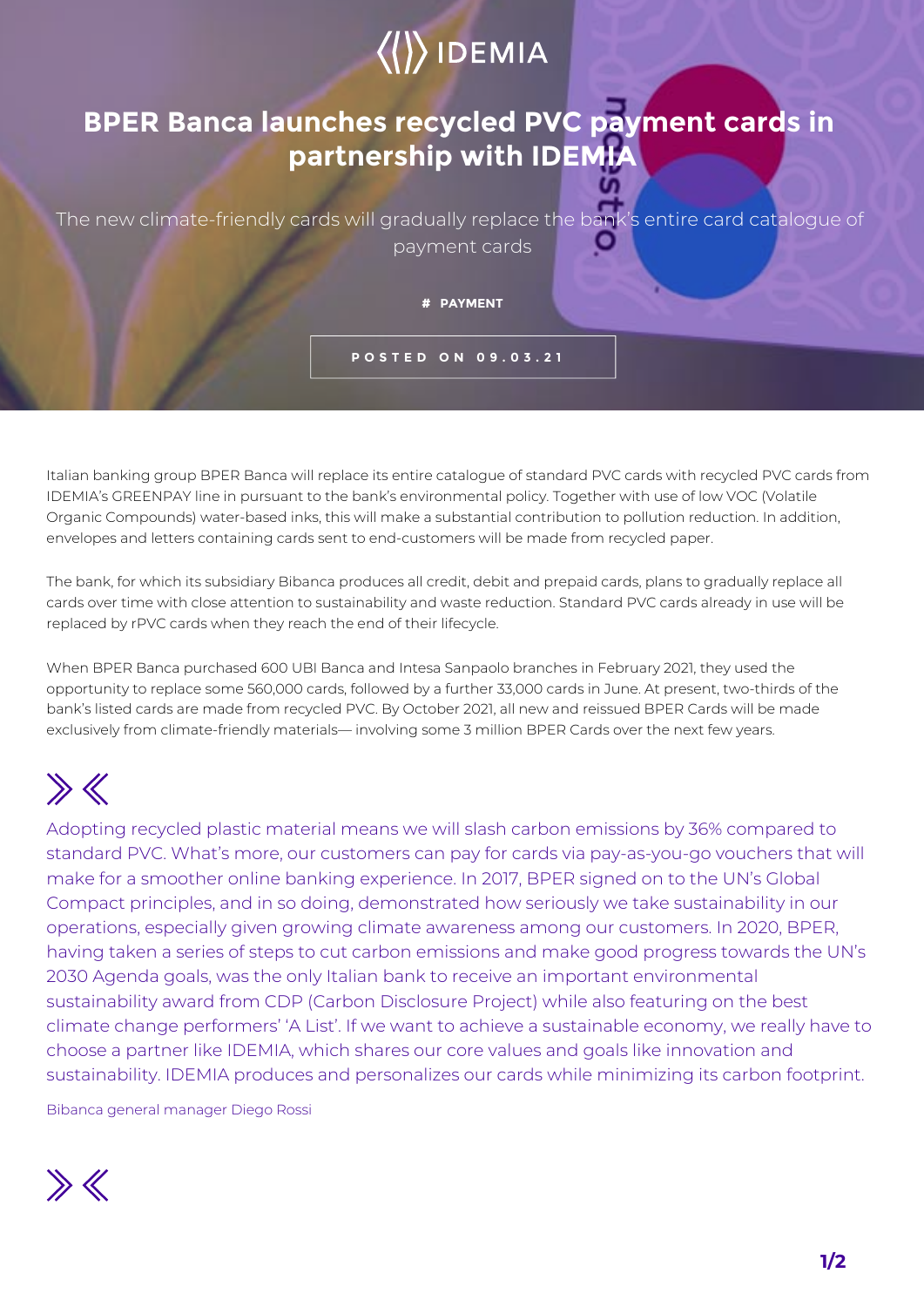IDEMIA

# BPER Banca launches recycled PVC payment cards in partnership with IDEMIA

The new climate-friendly cards will gradually replace the bank's entire card catalogue of payment cards

# PAYMENT

POSTED ON 09.03.21

Italian banking group BPER Banca will replace its entire catalogue of standard PVC cards with recycled PVC cards from IDEMIA's GREENPAY line in pursuant to the bank's environmental policy. Together with use of low VOC (Volatile Organic Compounds) water-based inks, this will make a substantial contribution to pollution reduction. In addition, envelopes and letters containing cards sent to end-customers will be made from recycled paper.

The bank, for which its subsidiary Bibanca produces all credit, debit and prepaid cards, plans to gradually replace all cards over time with close attention to sustainability and waste reduction. Standard PVC cards already in use will be replaced by rPVC cards when they reach the end of their lifecycle.

When BPER Banca purchased 600 UBI Banca and Intesa Sanpaolo branches in February 2021, they used the opportunity to replace some 560,000 cards, followed by a further 33,000 cards in June. At present, two-thirds of the bank's listed cards are made from recycled PVC. By October 2021, all new and reissued BPER Cards will be made exclusively from climate-friendly materials— involving some 3 million BPER Cards over the next few years.

> Adopting recycled plastic material means we will slash carbon emissions by 36% compared to standard PVC. What's more, our customers can pay for cards via pay-as-you-go vouchers that will make for a smoother online banking experience. In 2017, BPER signed on to the UN's Global Compact principles, and in so doing, demonstrated how seriously we take sustainability in our operations, especially given growing climate awareness among our customers. In 2020, BPER, having taken a series of steps to cut carbon emissions and make good progress towards the UN's 2030 Agenda goals, was the only Italian bank to receive an important environmental sustainability award from CDP (Carbon Disclosure Project) while also featuring on the best climate change performers' 'A List'. If we want to achieve a sustainable economy, we really have to choose a partner like IDEMIA, which shares our core values and goals like innovation and sustainability. IDEMIA produces and personalizes our cards while minimizing its carbon footprint.
>
> Bibanca general manager Diego Rossi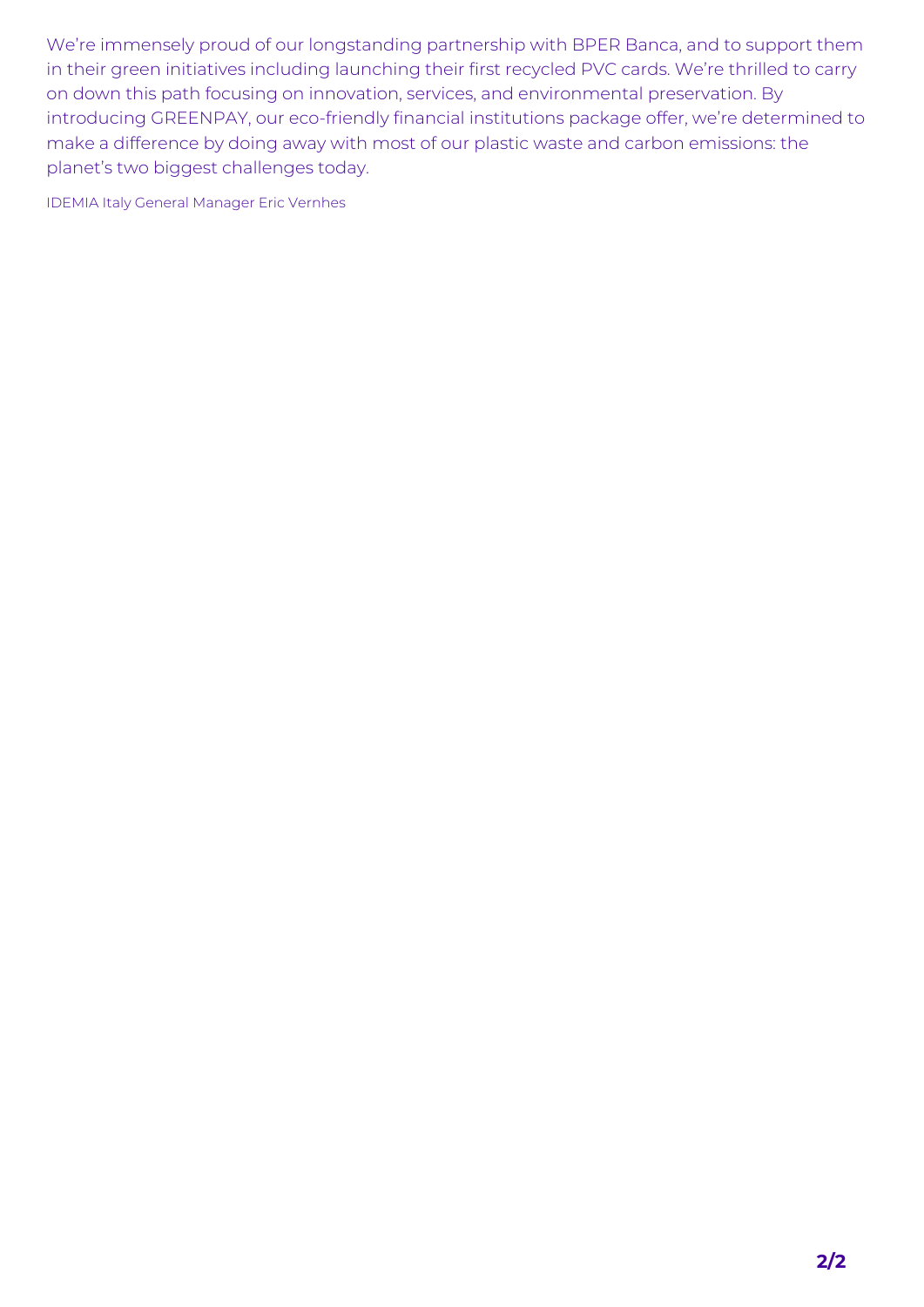We're immensely proud of our longstanding partnership with BPER Banca, and to support them in their green initiatives including launching their first recycled PVC cards. We're thrilled to carry on down this path focusing on innovation, services, and environmental preservation. By introducing GREENPAY, our eco-friendly financial institutions package offer, we're determined to make a difference by doing away with most of our plastic waste and carbon emissions: the planet's two biggest challenges today.

IDEMIA Italy General Manager Eric Vernhes